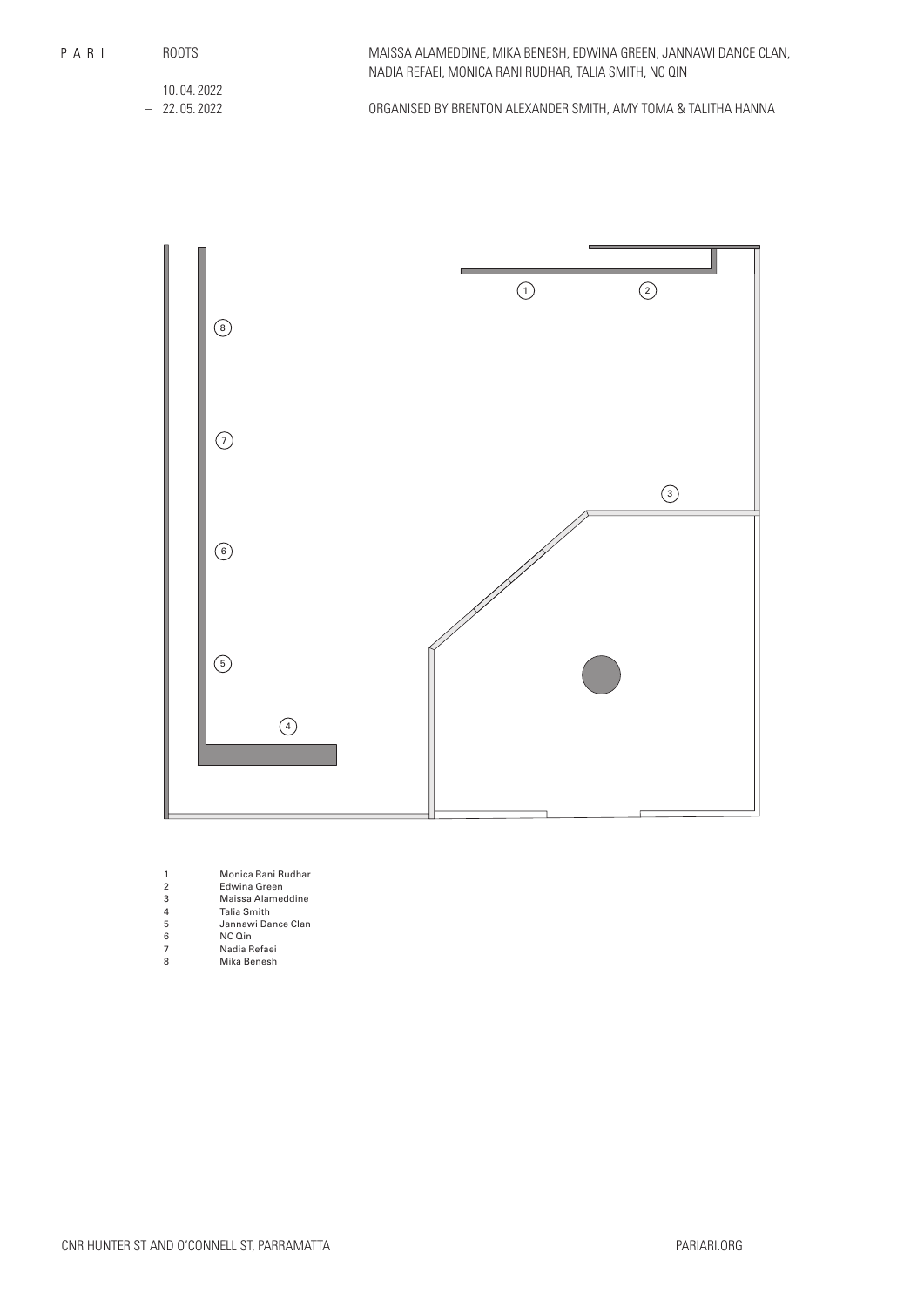PARI

ROOTS

10. 04. 2022
– 22. 05. 2022

MAISSA ALAMEDDINE, MIKA BENESH, EDWINA GREEN, JANNAWI DANCE CLAN, NADIA REFAEI, MONICA RANI RUDHAR, TALIA SMITH, NC QIN

ORGANISED BY BRENTON ALEXANDER SMITH, AMY TOMA & TALITHA HANNA

1
2
3
4
5
6
7
8

1 Monica Rani Rudhar
2 Edwina Green
3 Maissa Alameddine
4 Talia Smith
5 Jannawi Dance Clan
6 NC Qin
7 Nadia Refaei
8 Mika Benesh

CNR HUNTER ST AND O'CONNELL ST, PARRAMATTA

PARIARI.ORG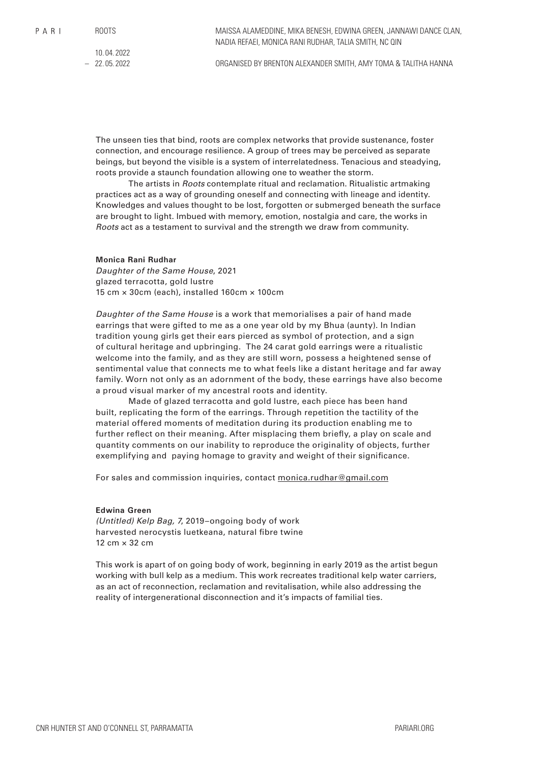The unseen ties that bind, roots are complex networks that provide sustenance, foster connection, and encourage resilience. A group of trees may be perceived as separate beings, but beyond the visible is a system of interrelatedness. Tenacious and steadying, roots provide a staunch foundation allowing one to weather the storm.

The artists in *Roots* contemplate ritual and reclamation. Ritualistic artmaking practices act as a way of grounding oneself and connecting with lineage and identity. Knowledges and values thought to be lost, forgotten or submerged beneath the surface are brought to light. Imbued with memory, emotion, nostalgia and care, the works in *Roots* act as a testament to survival and the strength we draw from community.

**Monica Rani Rudhar**
*Daughter of the Same House*, 2021
glazed terracotta, gold lustre
15 cm × 30cm (each), installed 160cm × 100cm

*Daughter of the Same House* is a work that memorialises a pair of hand made earrings that were gifted to me as a one year old by my Bhua (aunty). In Indian tradition young girls get their ears pierced as symbol of protection, and a sign of cultural heritage and upbringing. The 24 carat gold earrings were a ritualistic welcome into the family, and as they are still worn, possess a heightened sense of sentimental value that connects me to what feels like a distant heritage and far away family. Worn not only as an adornment of the body, these earrings have also become a proud visual marker of my ancestral roots and identity.

Made of glazed terracotta and gold lustre, each piece has been hand built, replicating the form of the earrings. Through repetition the tactility of the material offered moments of meditation during its production enabling me to further reflect on their meaning. After misplacing them briefly, a play on scale and quantity comments on our inability to reproduce the originality of objects, further exemplifying and paying homage to gravity and weight of their significance.

For sales and commission inquiries, contact monica.rudhar@gmail.com

**Edwina Green**
*(Untitled) Kelp Bag, 7*, 2019–ongoing body of work
harvested nerocystis luetkeana, natural fibre twine
12 cm × 32 cm

This work is apart of on going body of work, beginning in early 2019 as the artist begun working with bull kelp as a medium. This work recreates traditional kelp water carriers, as an act of reconnection, reclamation and revitalisation, while also addressing the reality of intergenerational disconnection and it's impacts of familial ties.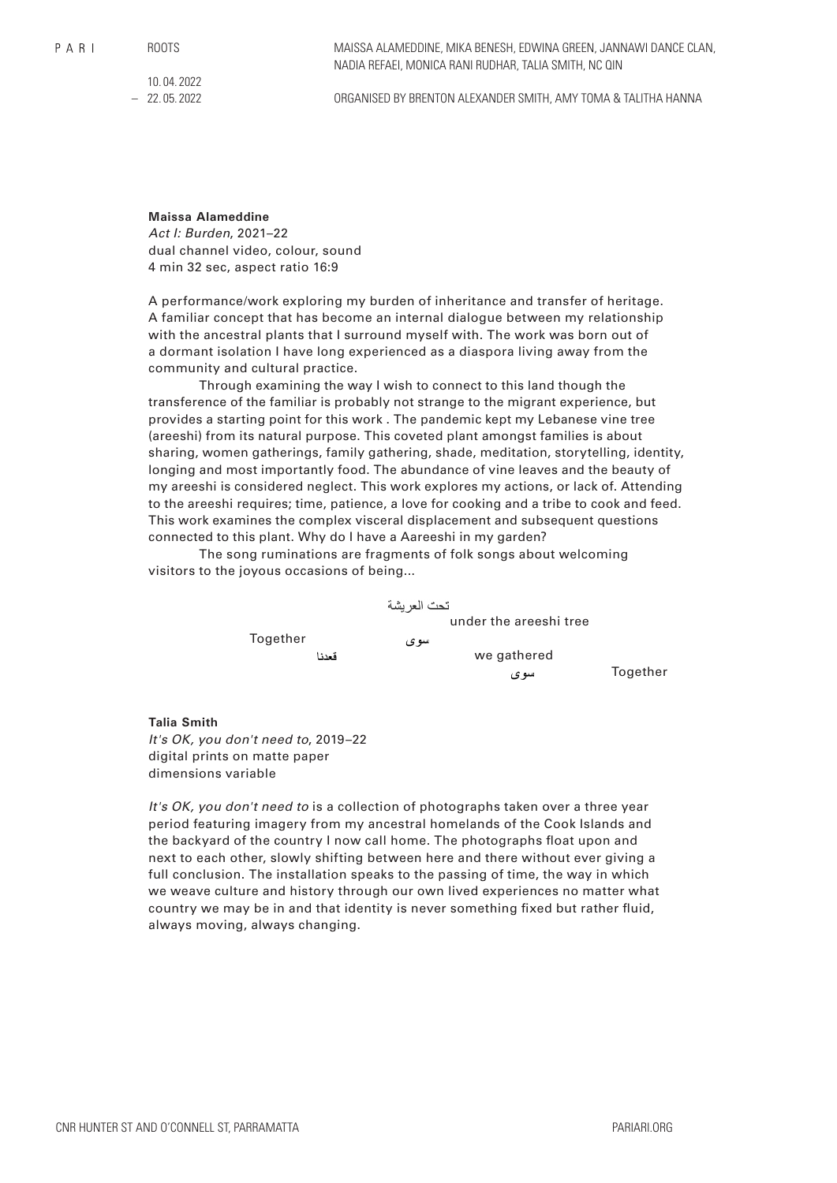**Maissa Alameddine**
*Act I: Burden*, 2021–22
dual channel video, colour, sound
4 min 32 sec, aspect ratio 16:9

A performance/work exploring my burden of inheritance and transfer of heritage. A familiar concept that has become an internal dialogue between my relationship with the ancestral plants that I surround myself with. The work was born out of a dormant isolation I have long experienced as a diaspora living away from the community and cultural practice.

Through examining the way I wish to connect to this land though the transference of the familiar is probably not strange to the migrant experience, but provides a starting point for this work . The pandemic kept my Lebanese vine tree (areeshi) from its natural purpose. This coveted plant amongst families is about sharing, women gatherings, family gathering, shade, meditation, storytelling, identity, longing and most importantly food. The abundance of vine leaves and the beauty of my areeshi is considered neglect. This work explores my actions, or lack of. Attending to the areeshi requires; time, patience, a love for cooking and a tribe to cook and feed. This work examines the complex visceral displacement and subsequent questions connected to this plant. Why do I have a Aareeshi in my garden?

The song ruminations are fragments of folk songs about welcoming visitors to the joyous occasions of being...

تحت العريشة
under the areeshi tree
Together
سوى
قعدنا
we gathered
سوى
Together

**Talia Smith**
*It's OK, you don't need to*, 2019–22
digital prints on matte paper
dimensions variable

*It's OK, you don't need to* is a collection of photographs taken over a three year period featuring imagery from my ancestral homelands of the Cook Islands and the backyard of the country I now call home. The photographs float upon and next to each other, slowly shifting between here and there without ever giving a full conclusion. The installation speaks to the passing of time, the way in which we weave culture and history through our own lived experiences no matter what country we may be in and that identity is never something fixed but rather fluid, always moving, always changing.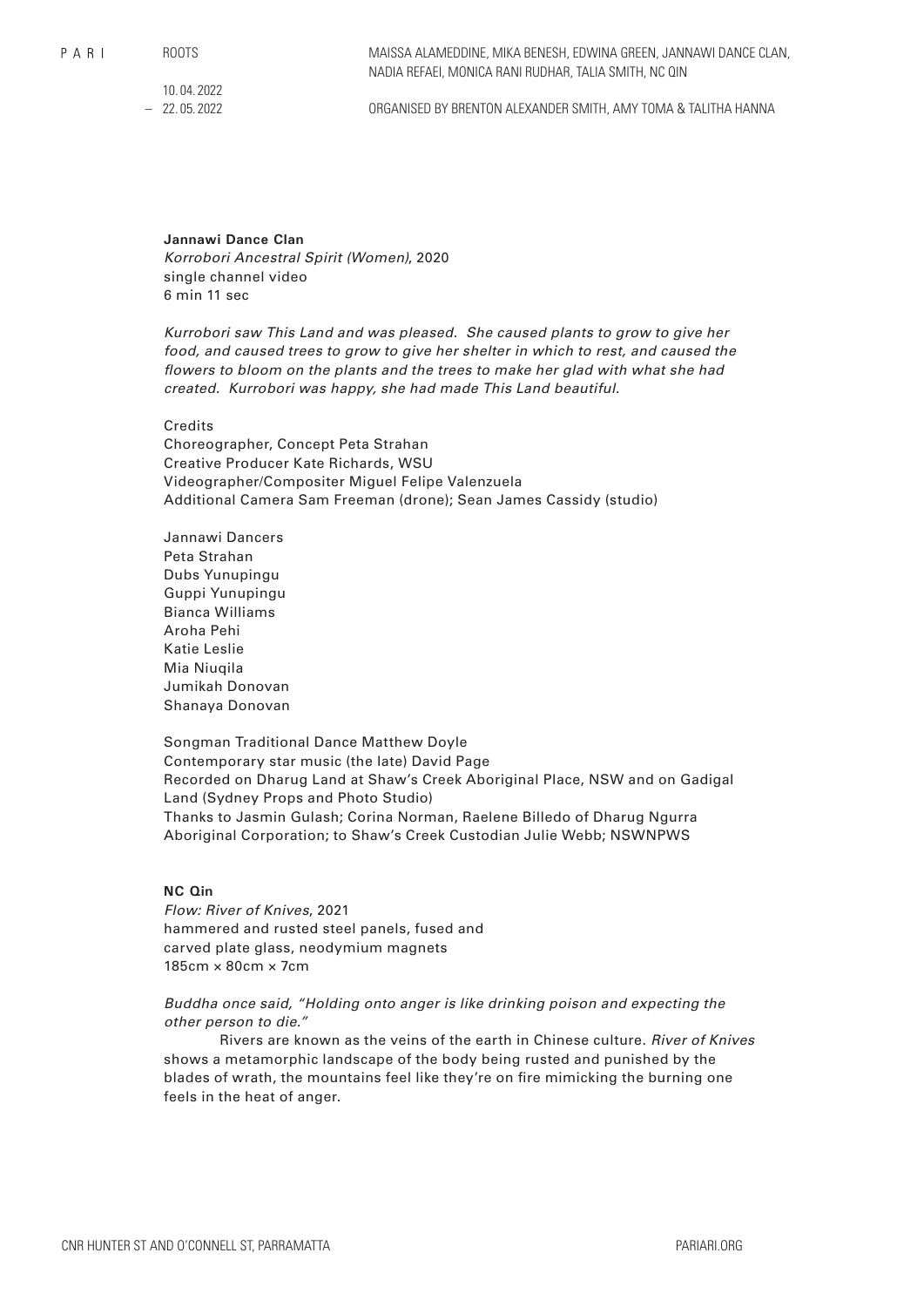**Jannawi Dance Clan**
*Korrobori Ancestral Spirit (Women)*, 2020
single channel video
6 min 11 sec

*Kurrobori saw This Land and was pleased. She caused plants to grow to give her food, and caused trees to grow to give her shelter in which to rest, and caused the flowers to bloom on the plants and the trees to make her glad with what she had created. Kurrobori was happy, she had made This Land beautiful.*

Credits
Choreographer, Concept Peta Strahan
Creative Producer Kate Richards, WSU
Videographer/Compositer Miguel Felipe Valenzuela
Additional Camera Sam Freeman (drone); Sean James Cassidy (studio)

Jannawi Dancers
Peta Strahan
Dubs Yunupingu
Guppi Yunupingu
Bianca Williams
Aroha Pehi
Katie Leslie
Mia Niuqila
Jumikah Donovan
Shanaya Donovan

Songman Traditional Dance Matthew Doyle
Contemporary star music (the late) David Page
Recorded on Dharug Land at Shaw's Creek Aboriginal Place, NSW and on Gadigal Land (Sydney Props and Photo Studio)
Thanks to Jasmin Gulash; Corina Norman, Raelene Billedo of Dharug Ngurra Aboriginal Corporation; to Shaw's Creek Custodian Julie Webb; NSWNPWS

**NC Qin**
*Flow: River of Knives*, 2021
hammered and rusted steel panels, fused and carved plate glass, neodymium magnets
185cm × 80cm × 7cm

*Buddha once said, "Holding onto anger is like drinking poison and expecting the other person to die."*

Rivers are known as the veins of the earth in Chinese culture. *River of Knives* shows a metamorphic landscape of the body being rusted and punished by the blades of wrath, the mountains feel like they're on fire mimicking the burning one feels in the heat of anger.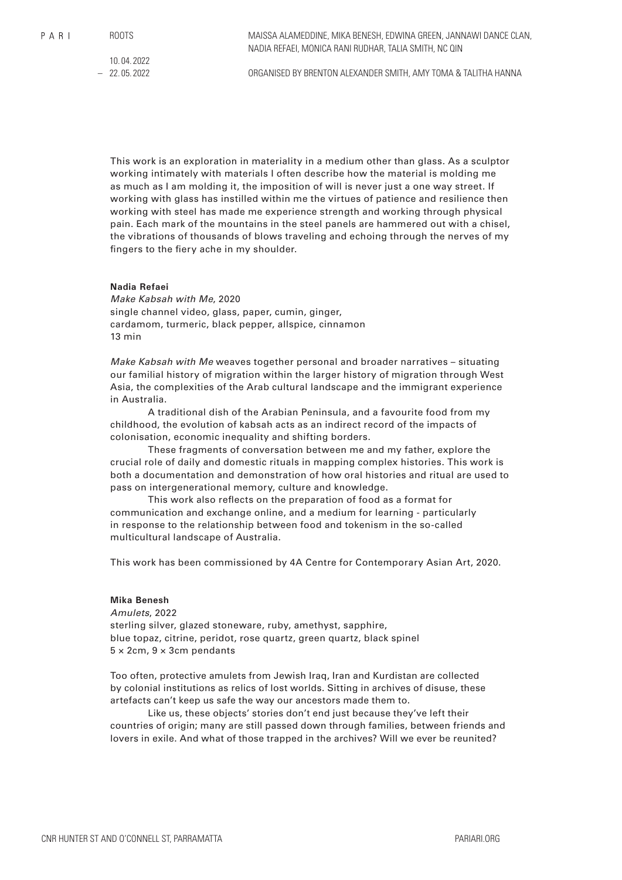This work is an exploration in materiality in a medium other than glass. As a sculptor working intimately with materials I often describe how the material is molding me as much as I am molding it, the imposition of will is never just a one way street. If working with glass has instilled within me the virtues of patience and resilience then working with steel has made me experience strength and working through physical pain. Each mark of the mountains in the steel panels are hammered out with a chisel, the vibrations of thousands of blows traveling and echoing through the nerves of my fingers to the fiery ache in my shoulder.

**Nadia Refaei**
*Make Kabsah with Me*, 2020
single channel video, glass, paper, cumin, ginger, cardamom, turmeric, black pepper, allspice, cinnamon
13 min

*Make Kabsah with Me* weaves together personal and broader narratives – situating our familial history of migration within the larger history of migration through West Asia, the complexities of the Arab cultural landscape and the immigrant experience in Australia.

A traditional dish of the Arabian Peninsula, and a favourite food from my childhood, the evolution of kabsah acts as an indirect record of the impacts of colonisation, economic inequality and shifting borders.

These fragments of conversation between me and my father, explore the crucial role of daily and domestic rituals in mapping complex histories. This work is both a documentation and demonstration of how oral histories and ritual are used to pass on intergenerational memory, culture and knowledge.

This work also reflects on the preparation of food as a format for communication and exchange online, and a medium for learning - particularly in response to the relationship between food and tokenism in the so-called multicultural landscape of Australia.

This work has been commissioned by 4A Centre for Contemporary Asian Art, 2020.

**Mika Benesh**
*Amulets*, 2022
sterling silver, glazed stoneware, ruby, amethyst, sapphire, blue topaz, citrine, peridot, rose quartz, green quartz, black spinel
5 × 2cm, 9 × 3cm pendants

Too often, protective amulets from Jewish Iraq, Iran and Kurdistan are collected by colonial institutions as relics of lost worlds. Sitting in archives of disuse, these artefacts can't keep us safe the way our ancestors made them to.

Like us, these objects' stories don't end just because they've left their countries of origin; many are still passed down through families, between friends and lovers in exile. And what of those trapped in the archives? Will we ever be reunited?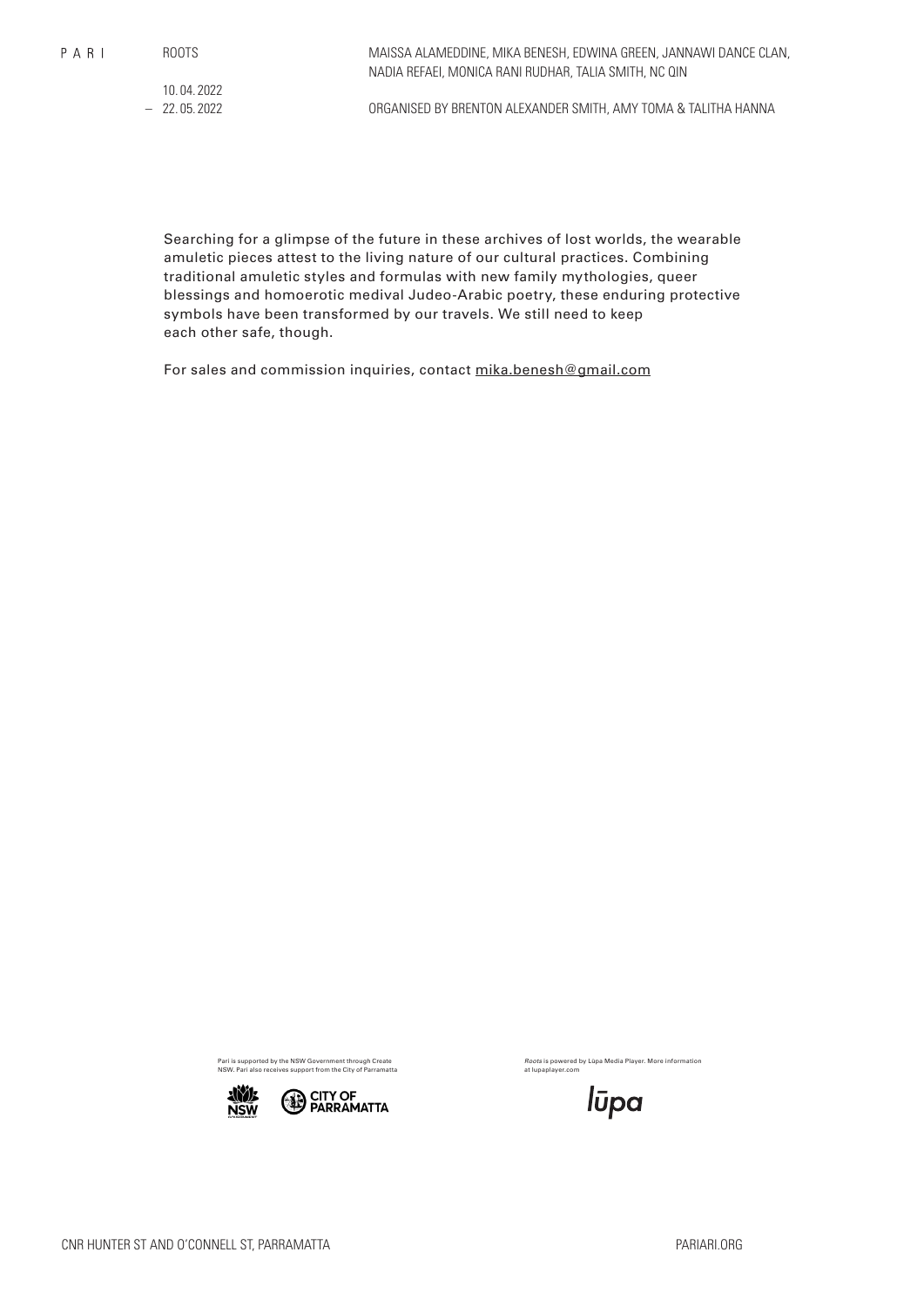Searching for a glimpse of the future in these archives of lost worlds, the wearable amuletic pieces attest to the living nature of our cultural practices. Combining traditional amuletic styles and formulas with new family mythologies, queer blessings and homoerotic medival Judeo-Arabic poetry, these enduring protective symbols have been transformed by our travels. We still need to keep each other safe, though.

For sales and commission inquiries, contact mika.benesh@gmail.com

Pari is supported by the NSW Government through Create NSW. Pari also receives support from the City of Parramatta

*Roots* is powered by Lūpa Media Player. More information at lupaplayer.com